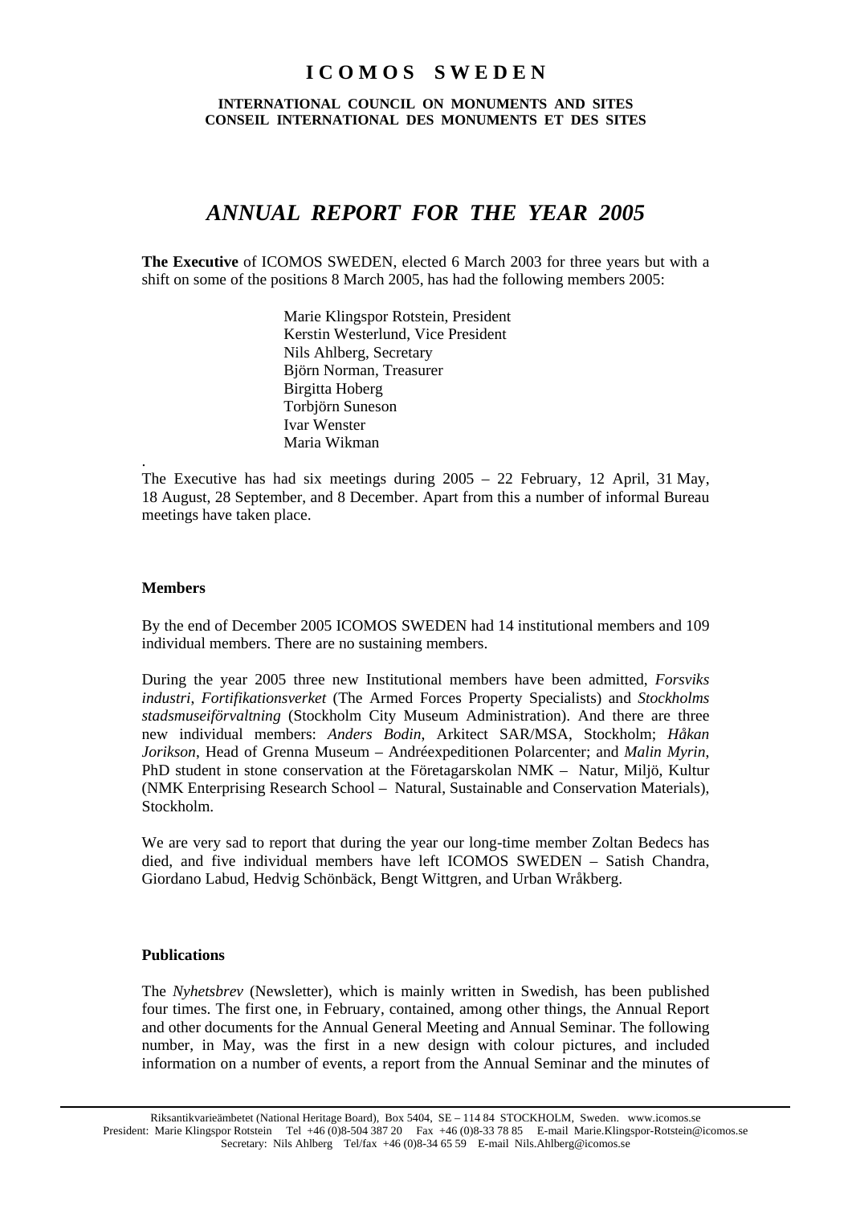# ICOMOS SWEDEN

**INTERNATIONAL COUNCIL ON MONUMENTS AND SITES**
**CONSEIL INTERNATIONAL DES MONUMENTS ET DES SITES**

## *ANNUAL REPORT FOR THE YEAR 2005*

**The Executive** of ICOMOS SWEDEN, elected 6 March 2003 for three years but with a shift on some of the positions 8 March 2005, has had the following members 2005:

Marie Klingspor Rotstein, President
Kerstin Westerlund, Vice President
Nils Ahlberg, Secretary
Björn Norman, Treasurer
Birgitta Hoberg
Torbjörn Suneson
Ivar Wenster
Maria Wikman

.
The Executive has had six meetings during 2005 – 22 February, 12 April, 31 May, 18 August, 28 September, and 8 December. Apart from this a number of informal Bureau meetings have taken place.

### Members

By the end of December 2005 ICOMOS SWEDEN had 14 institutional members and 109 individual members. There are no sustaining members.

During the year 2005 three new Institutional members have been admitted, *Forsviks industri*, *Fortifikationsverket* (The Armed Forces Property Specialists) and *Stockholms stadsmuseiförvaltning* (Stockholm City Museum Administration). And there are three new individual members: *Anders Bodin*, Arkitect SAR/MSA, Stockholm; *Håkan Jorikson*, Head of Grenna Museum – Andréexpeditionen Polarcenter; and *Malin Myrin*, PhD student in stone conservation at the Företagarskolan NMK – Natur, Miljö, Kultur (NMK Enterprising Research School – Natural, Sustainable and Conservation Materials), Stockholm.

We are very sad to report that during the year our long-time member Zoltan Bedecs has died, and five individual members have left ICOMOS SWEDEN – Satish Chandra, Giordano Labud, Hedvig Schönbäck, Bengt Wittgren, and Urban Wråkberg.

### Publications

The *Nyhetsbrev* (Newsletter), which is mainly written in Swedish, has been published four times. The first one, in February, contained, among other things, the Annual Report and other documents for the Annual General Meeting and Annual Seminar. The following number, in May, was the first in a new design with colour pictures, and included information on a number of events, a report from the Annual Seminar and the minutes of

Riksantikvarieämbetet (National Heritage Board), Box 5404, SE – 114 84 STOCKHOLM, Sweden. www.icomos.se
President: Marie Klingspor Rotstein Tel +46 (0)8-504 387 20 Fax +46 (0)8-33 78 85 E-mail Marie.Klingspor-Rotstein@icomos.se
Secretary: Nils Ahlberg Tel/fax +46 (0)8-34 65 59 E-mail Nils.Ahlberg@icomos.se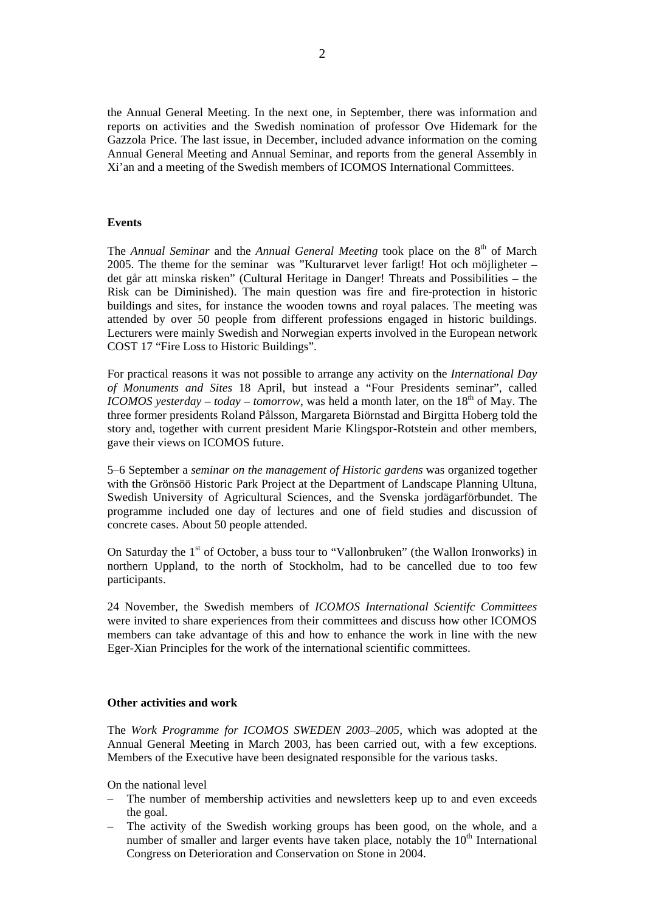the Annual General Meeting. In the next one, in September, there was information and reports on activities and the Swedish nomination of professor Ove Hidemark for the Gazzola Price. The last issue, in December, included advance information on the coming Annual General Meeting and Annual Seminar, and reports from the general Assembly in Xi'an and a meeting of the Swedish members of ICOMOS International Committees.

**Events**

The *Annual Seminar* and the *Annual General Meeting* took place on the 8th of March 2005. The theme for the seminar was "Kulturarvet lever farligt! Hot och möjligheter – det går att minska risken" (Cultural Heritage in Danger! Threats and Possibilities – the Risk can be Diminished). The main question was fire and fire-protection in historic buildings and sites, for instance the wooden towns and royal palaces. The meeting was attended by over 50 people from different professions engaged in historic buildings. Lecturers were mainly Swedish and Norwegian experts involved in the European network COST 17 "Fire Loss to Historic Buildings".

For practical reasons it was not possible to arrange any activity on the *International Day of Monuments and Sites* 18 April, but instead a "Four Presidents seminar", called *ICOMOS yesterday – today – tomorrow*, was held a month later, on the 18th of May. The three former presidents Roland Pålsson, Margareta Biörnstad and Birgitta Hoberg told the story and, together with current president Marie Klingspor-Rotstein and other members, gave their views on ICOMOS future.

5–6 September a *seminar on the management of Historic gardens* was organized together with the Grönsöö Historic Park Project at the Department of Landscape Planning Ultuna, Swedish University of Agricultural Sciences, and the Svenska jordägarförbundet. The programme included one day of lectures and one of field studies and discussion of concrete cases. About 50 people attended.

On Saturday the 1st of October, a buss tour to "Vallonbruken" (the Wallon Ironworks) in northern Uppland, to the north of Stockholm, had to be cancelled due to too few participants.

24 November, the Swedish members of *ICOMOS International Scientifc Committees* were invited to share experiences from their committees and discuss how other ICOMOS members can take advantage of this and how to enhance the work in line with the new Eger-Xian Principles for the work of the international scientific committees.

**Other activities and work**

The *Work Programme for ICOMOS SWEDEN 2003–2005*, which was adopted at the Annual General Meeting in March 2003, has been carried out, with a few exceptions. Members of the Executive have been designated responsible for the various tasks.

On the national level

- The number of membership activities and newsletters keep up to and even exceeds the goal.
- The activity of the Swedish working groups has been good, on the whole, and a number of smaller and larger events have taken place, notably the 10th International Congress on Deterioration and Conservation on Stone in 2004.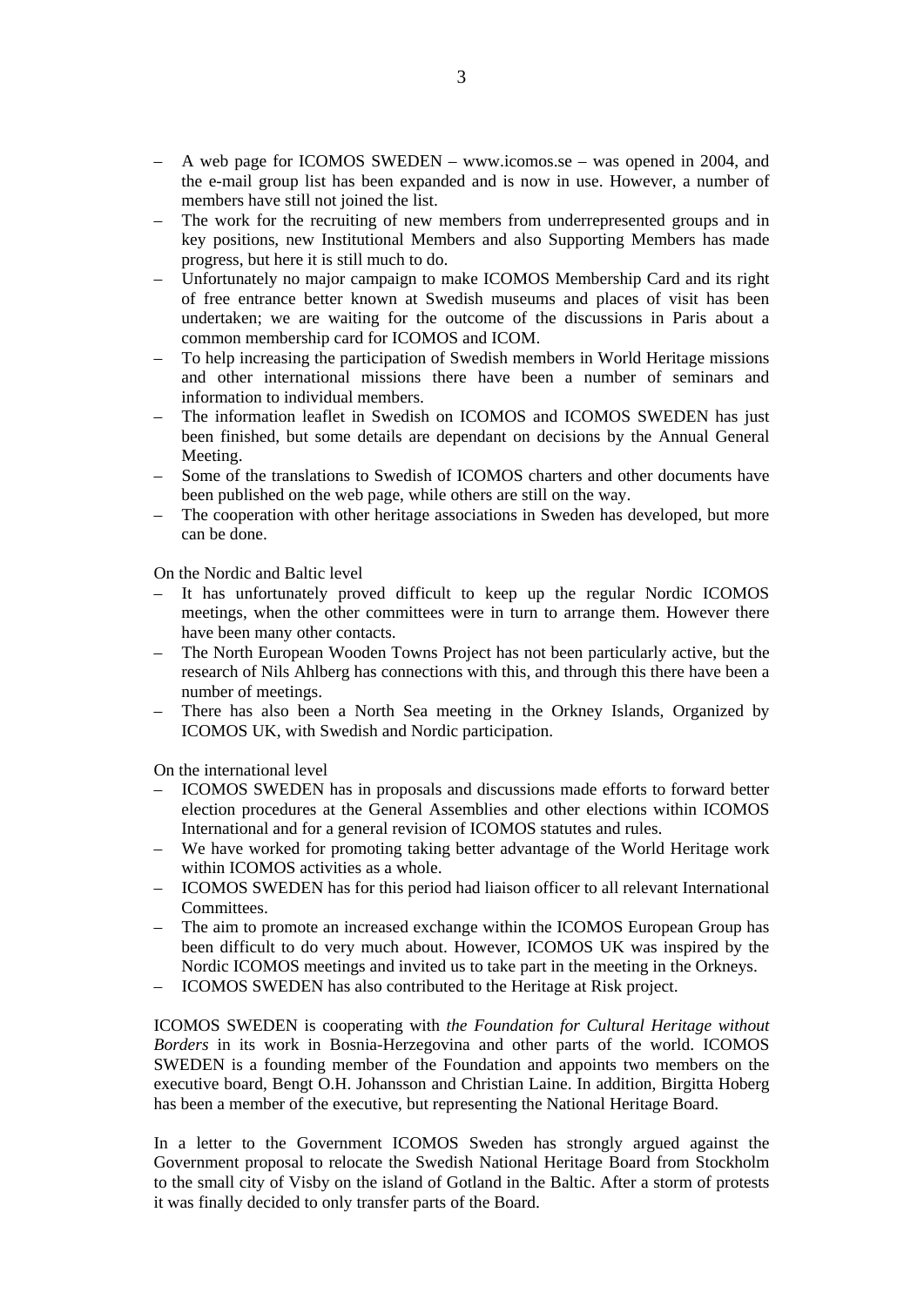- A web page for ICOMOS SWEDEN – www.icomos.se – was opened in 2004, and the e-mail group list has been expanded and is now in use. However, a number of members have still not joined the list.
- The work for the recruiting of new members from underrepresented groups and in key positions, new Institutional Members and also Supporting Members has made progress, but here it is still much to do.
- Unfortunately no major campaign to make ICOMOS Membership Card and its right of free entrance better known at Swedish museums and places of visit has been undertaken; we are waiting for the outcome of the discussions in Paris about a common membership card for ICOMOS and ICOM.
- To help increasing the participation of Swedish members in World Heritage missions and other international missions there have been a number of seminars and information to individual members.
- The information leaflet in Swedish on ICOMOS and ICOMOS SWEDEN has just been finished, but some details are dependant on decisions by the Annual General Meeting.
- Some of the translations to Swedish of ICOMOS charters and other documents have been published on the web page, while others are still on the way.
- The cooperation with other heritage associations in Sweden has developed, but more can be done.

On the Nordic and Baltic level

- It has unfortunately proved difficult to keep up the regular Nordic ICOMOS meetings, when the other committees were in turn to arrange them. However there have been many other contacts.
- The North European Wooden Towns Project has not been particularly active, but the research of Nils Ahlberg has connections with this, and through this there have been a number of meetings.
- There has also been a North Sea meeting in the Orkney Islands, Organized by ICOMOS UK, with Swedish and Nordic participation.

On the international level

- ICOMOS SWEDEN has in proposals and discussions made efforts to forward better election procedures at the General Assemblies and other elections within ICOMOS International and for a general revision of ICOMOS statutes and rules.
- We have worked for promoting taking better advantage of the World Heritage work within ICOMOS activities as a whole.
- ICOMOS SWEDEN has for this period had liaison officer to all relevant International Committees.
- The aim to promote an increased exchange within the ICOMOS European Group has been difficult to do very much about. However, ICOMOS UK was inspired by the Nordic ICOMOS meetings and invited us to take part in the meeting in the Orkneys.
- ICOMOS SWEDEN has also contributed to the Heritage at Risk project.

ICOMOS SWEDEN is cooperating with *the Foundation for Cultural Heritage without Borders* in its work in Bosnia-Herzegovina and other parts of the world. ICOMOS SWEDEN is a founding member of the Foundation and appoints two members on the executive board, Bengt O.H. Johansson and Christian Laine. In addition, Birgitta Hoberg has been a member of the executive, but representing the National Heritage Board.

In a letter to the Government ICOMOS Sweden has strongly argued against the Government proposal to relocate the Swedish National Heritage Board from Stockholm to the small city of Visby on the island of Gotland in the Baltic. After a storm of protests it was finally decided to only transfer parts of the Board.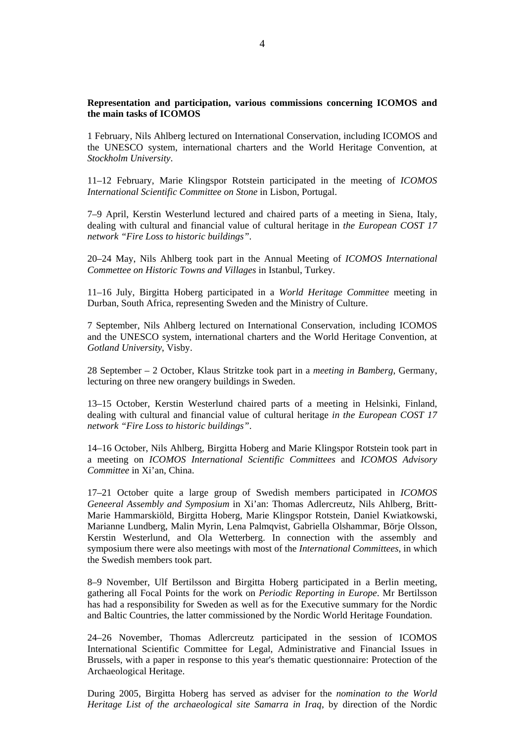**Representation and participation, various commissions concerning ICOMOS and the main tasks of ICOMOS**

1 February, Nils Ahlberg lectured on International Conservation, including ICOMOS and the UNESCO system, international charters and the World Heritage Convention, at *Stockholm University*.

11–12 February, Marie Klingspor Rotstein participated in the meeting of *ICOMOS International Scientific Committee on Stone* in Lisbon, Portugal.

7–9 April, Kerstin Westerlund lectured and chaired parts of a meeting in Siena, Italy, dealing with cultural and financial value of cultural heritage in *the European COST 17 network "Fire Loss to historic buildings"*.

20–24 May, Nils Ahlberg took part in the Annual Meeting of *ICOMOS International Commettee on Historic Towns and Villages* in Istanbul, Turkey.

11–16 July, Birgitta Hoberg participated in a *World Heritage Committee* meeting in Durban, South Africa, representing Sweden and the Ministry of Culture.

7 September, Nils Ahlberg lectured on International Conservation, including ICOMOS and the UNESCO system, international charters and the World Heritage Convention, at *Gotland University*, Visby.

28 September – 2 October, Klaus Stritzke took part in a *meeting in Bamberg*, Germany, lecturing on three new orangery buildings in Sweden.

13–15 October, Kerstin Westerlund chaired parts of a meeting in Helsinki, Finland, dealing with cultural and financial value of cultural heritage *in the European COST 17 network "Fire Loss to historic buildings"*.

14–16 October, Nils Ahlberg, Birgitta Hoberg and Marie Klingspor Rotstein took part in a meeting on *ICOMOS International Scientific Committees* and *ICOMOS Advisory Committee* in Xi'an, China.

17–21 October quite a large group of Swedish members participated in *ICOMOS Geneeral Assembly and Symposium* in Xi'an: Thomas Adlercreutz, Nils Ahlberg, Britt-Marie Hammarskiöld, Birgitta Hoberg, Marie Klingspor Rotstein, Daniel Kwiatkowski, Marianne Lundberg, Malin Myrin, Lena Palmqvist, Gabriella Olshammar, Börje Olsson, Kerstin Westerlund, and Ola Wetterberg. In connection with the assembly and symposium there were also meetings with most of the *International Committees*, in which the Swedish members took part.

8–9 November, Ulf Bertilsson and Birgitta Hoberg participated in a Berlin meeting, gathering all Focal Points for the work on *Periodic Reporting in Europe*. Mr Bertilsson has had a responsibility for Sweden as well as for the Executive summary for the Nordic and Baltic Countries, the latter commissioned by the Nordic World Heritage Foundation.

24–26 November, Thomas Adlercreutz participated in the session of ICOMOS International Scientific Committee for Legal, Administrative and Financial Issues in Brussels, with a paper in response to this year's thematic questionnaire: Protection of the Archaeological Heritage.

During 2005, Birgitta Hoberg has served as adviser for the *nomination to the World Heritage List of the archaeological site Samarra in Iraq*, by direction of the Nordic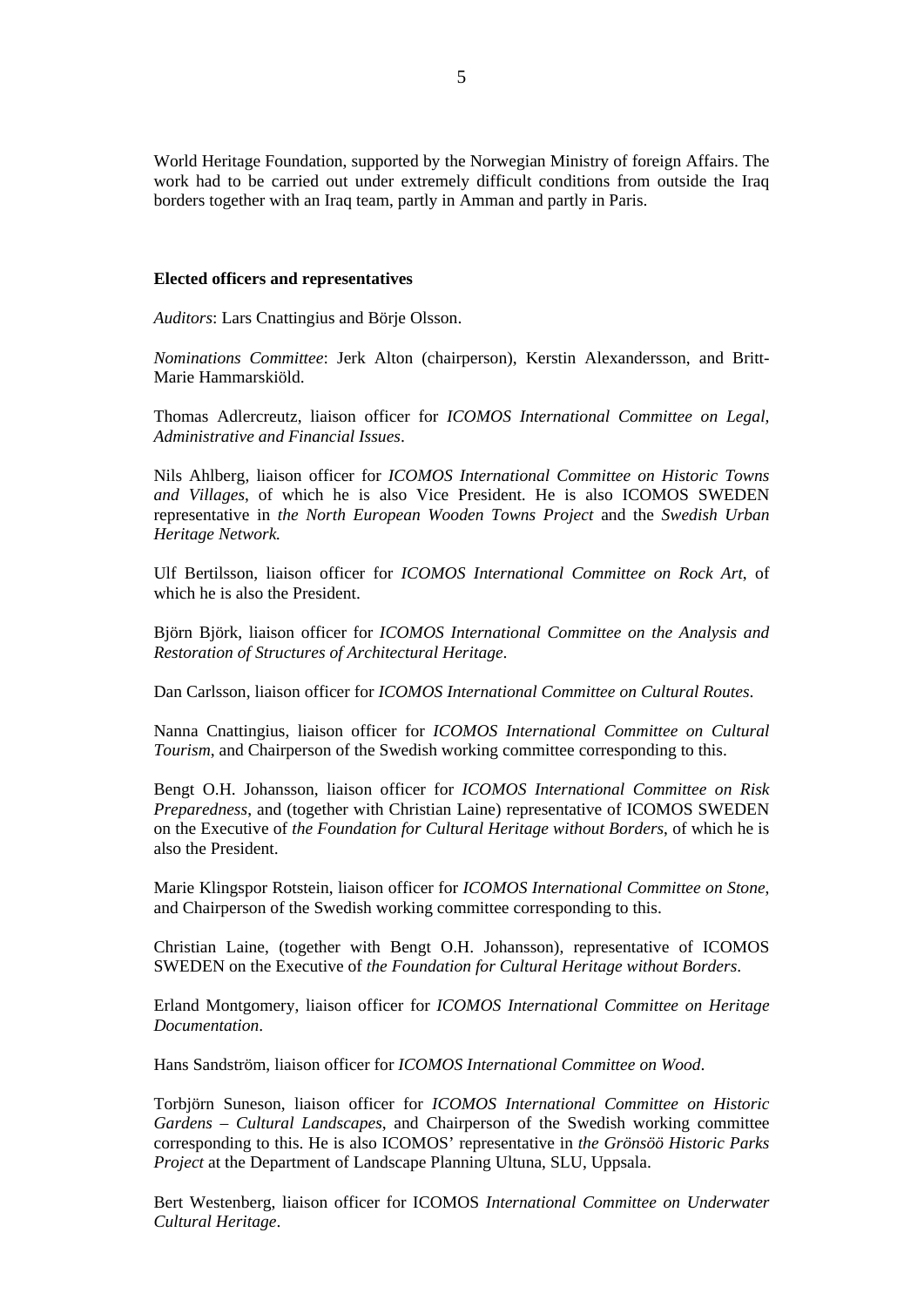World Heritage Foundation, supported by the Norwegian Ministry of foreign Affairs. The work had to be carried out under extremely difficult conditions from outside the Iraq borders together with an Iraq team, partly in Amman and partly in Paris.

**Elected officers and representatives**

*Auditors*: Lars Cnattingius and Börje Olsson.

*Nominations Committee*: Jerk Alton (chairperson), Kerstin Alexandersson, and Britt-Marie Hammarskiöld.

Thomas Adlercreutz, liaison officer for *ICOMOS International Committee on Legal, Administrative and Financial Issues*.

Nils Ahlberg, liaison officer for *ICOMOS International Committee on Historic Towns and Villages*, of which he is also Vice President. He is also ICOMOS SWEDEN representative in *the North European Wooden Towns Project* and the *Swedish Urban Heritage Network.*

Ulf Bertilsson, liaison officer for *ICOMOS International Committee on Rock Art*, of which he is also the President.

Björn Björk, liaison officer for *ICOMOS International Committee on the Analysis and Restoration of Structures of Architectural Heritage*.

Dan Carlsson, liaison officer for *ICOMOS International Committee on Cultural Routes*.

Nanna Cnattingius, liaison officer for *ICOMOS International Committee on Cultural Tourism*, and Chairperson of the Swedish working committee corresponding to this.

Bengt O.H. Johansson, liaison officer for *ICOMOS International Committee on Risk Preparedness*, and (together with Christian Laine) representative of ICOMOS SWEDEN on the Executive of *the Foundation for Cultural Heritage without Borders*, of which he is also the President.

Marie Klingspor Rotstein, liaison officer for *ICOMOS International Committee on Stone*, and Chairperson of the Swedish working committee corresponding to this.

Christian Laine, (together with Bengt O.H. Johansson), representative of ICOMOS SWEDEN on the Executive of *the Foundation for Cultural Heritage without Borders*.

Erland Montgomery, liaison officer for *ICOMOS International Committee on Heritage Documentation*.

Hans Sandström, liaison officer for *ICOMOS International Committee on Wood*.

Torbjörn Suneson, liaison officer for *ICOMOS International Committee on Historic Gardens – Cultural Landscapes*, and Chairperson of the Swedish working committee corresponding to this. He is also ICOMOS' representative in *the Grönsöö Historic Parks Project* at the Department of Landscape Planning Ultuna, SLU, Uppsala.

Bert Westenberg, liaison officer for ICOMOS *International Committee on Underwater Cultural Heritage*.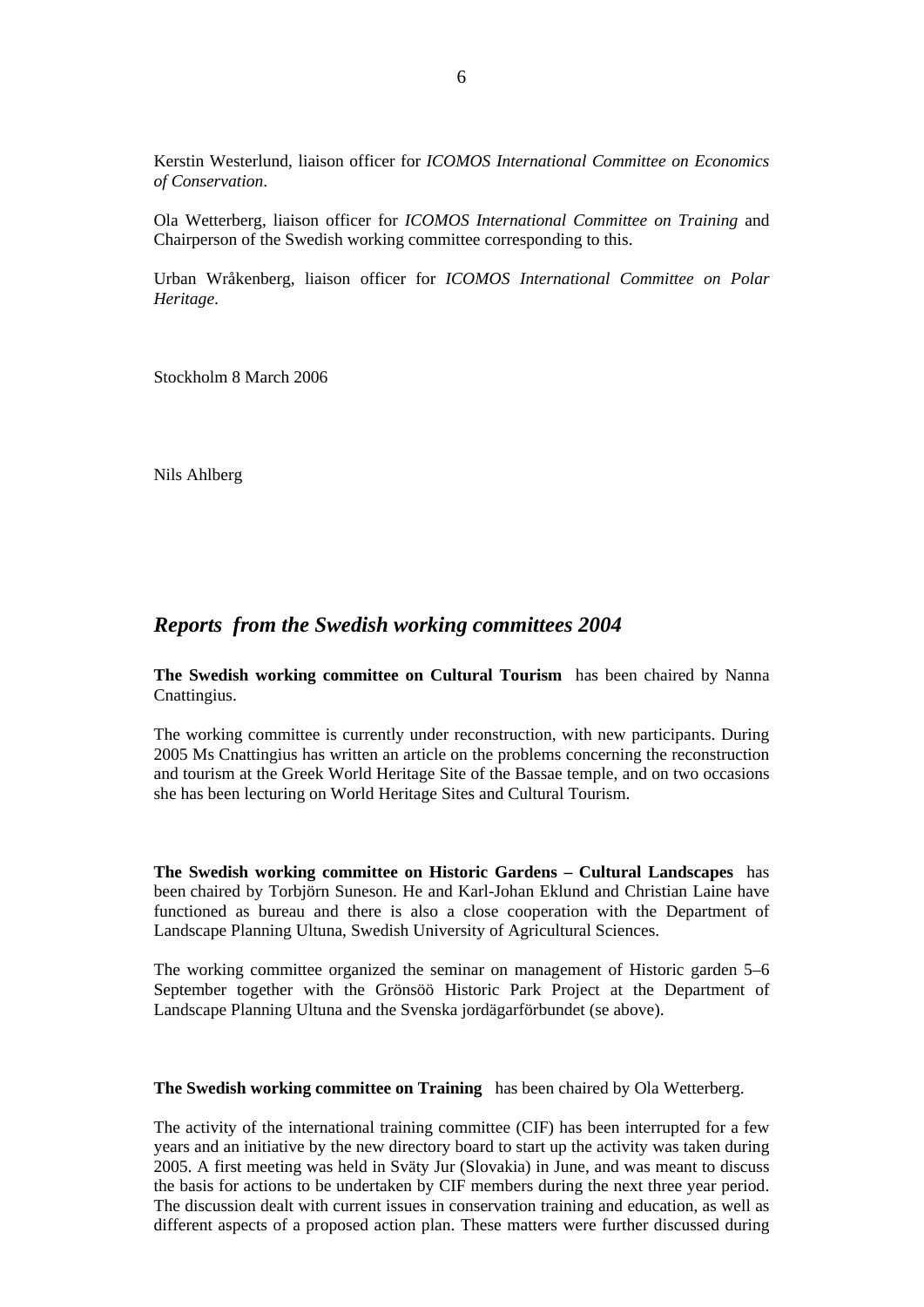Kerstin Westerlund, liaison officer for *ICOMOS International Committee on Economics of Conservation*.

Ola Wetterberg, liaison officer for *ICOMOS International Committee on Training* and Chairperson of the Swedish working committee corresponding to this.

Urban Wråkenberg, liaison officer for *ICOMOS International Committee on Polar Heritage*.

Stockholm 8 March 2006

Nils Ahlberg

## *Reports from the Swedish working committees 2004*

**The Swedish working committee on Cultural Tourism** has been chaired by Nanna Cnattingius.

The working committee is currently under reconstruction, with new participants. During 2005 Ms Cnattingius has written an article on the problems concerning the reconstruction and tourism at the Greek World Heritage Site of the Bassae temple, and on two occasions she has been lecturing on World Heritage Sites and Cultural Tourism.

**The Swedish working committee on Historic Gardens – Cultural Landscapes** has been chaired by Torbjörn Suneson. He and Karl-Johan Eklund and Christian Laine have functioned as bureau and there is also a close cooperation with the Department of Landscape Planning Ultuna, Swedish University of Agricultural Sciences.

The working committee organized the seminar on management of Historic garden 5–6 September together with the Grönsöö Historic Park Project at the Department of Landscape Planning Ultuna and the Svenska jordägarförbundet (se above).

**The Swedish working committee on Training** has been chaired by Ola Wetterberg.

The activity of the international training committee (CIF) has been interrupted for a few years and an initiative by the new directory board to start up the activity was taken during 2005. A first meeting was held in Sväty Jur (Slovakia) in June, and was meant to discuss the basis for actions to be undertaken by CIF members during the next three year period. The discussion dealt with current issues in conservation training and education, as well as different aspects of a proposed action plan. These matters were further discussed during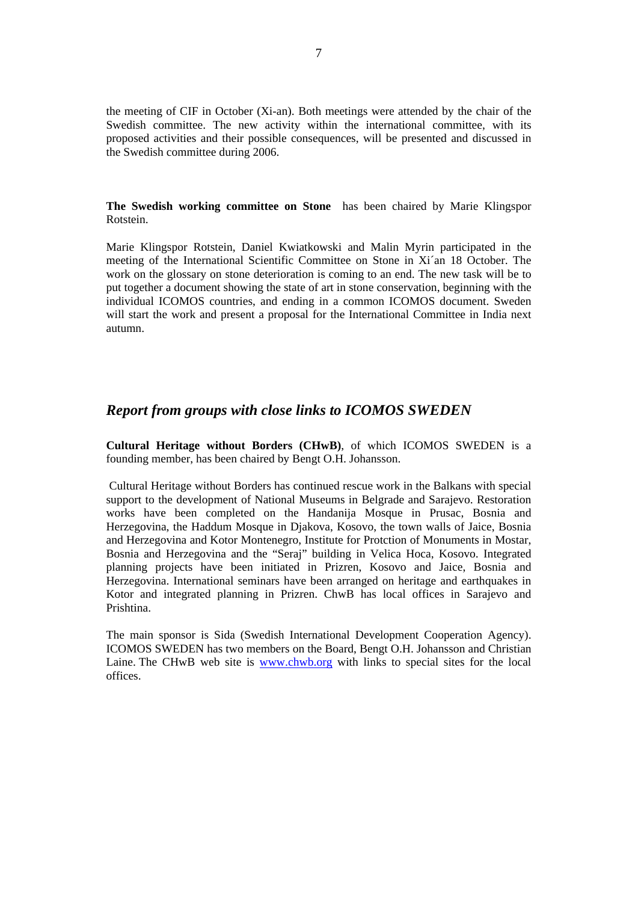the meeting of CIF in October (Xi-an). Both meetings were attended by the chair of the Swedish committee. The new activity within the international committee, with its proposed activities and their possible consequences, will be presented and discussed in the Swedish committee during 2006.

**The Swedish working committee on Stone** has been chaired by Marie Klingspor Rotstein.

Marie Klingspor Rotstein, Daniel Kwiatkowski and Malin Myrin participated in the meeting of the International Scientific Committee on Stone in Xi´an 18 October. The work on the glossary on stone deterioration is coming to an end. The new task will be to put together a document showing the state of art in stone conservation, beginning with the individual ICOMOS countries, and ending in a common ICOMOS document. Sweden will start the work and present a proposal for the International Committee in India next autumn.

## *Report from groups with close links to ICOMOS SWEDEN*

**Cultural Heritage without Borders (CHwB)**, of which ICOMOS SWEDEN is a founding member, has been chaired by Bengt O.H. Johansson.

Cultural Heritage without Borders has continued rescue work in the Balkans with special support to the development of National Museums in Belgrade and Sarajevo. Restoration works have been completed on the Handanija Mosque in Prusac, Bosnia and Herzegovina, the Haddum Mosque in Djakova, Kosovo, the town walls of Jaice, Bosnia and Herzegovina and Kotor Montenegro, Institute for Protction of Monuments in Mostar, Bosnia and Herzegovina and the "Seraj" building in Velica Hoca, Kosovo. Integrated planning projects have been initiated in Prizren, Kosovo and Jaice, Bosnia and Herzegovina. International seminars have been arranged on heritage and earthquakes in Kotor and integrated planning in Prizren. ChwB has local offices in Sarajevo and Prishtina.

The main sponsor is Sida (Swedish International Development Cooperation Agency). ICOMOS SWEDEN has two members on the Board, Bengt O.H. Johansson and Christian Laine. The CHwB web site is www.chwb.org with links to special sites for the local offices.